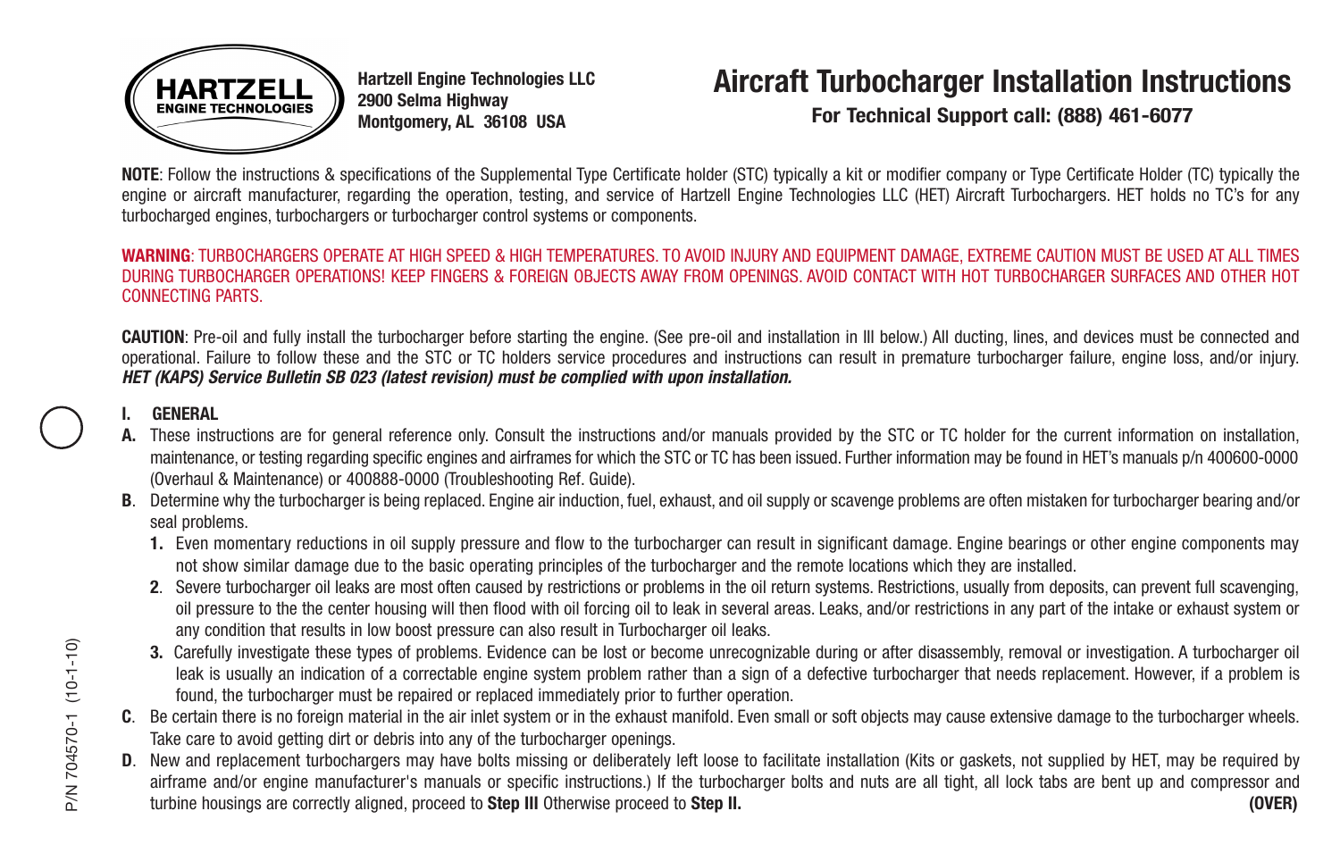HARTZELL ENGINE TECHNOLOGIES

**Hartzell Engine Technologies LLC**
**2900 Selma Highway**
**Montgomery, AL 36108 USA**

# Aircraft Turbocharger Installation Instructions

**For Technical Support call: (888) 461-6077**

**NOTE**: Follow the instructions & specifications of the Supplemental Type Certificate holder (STC) typically a kit or modifier company or Type Certificate Holder (TC) typically the engine or aircraft manufacturer, regarding the operation, testing, and service of Hartzell Engine Technologies LLC (HET) Aircraft Turbochargers. HET holds no TC's for any turbocharged engines, turbochargers or turbocharger control systems or components.

**WARNING**: TURBOCHARGERS OPERATE AT HIGH SPEED & HIGH TEMPERATURES. TO AVOID INJURY AND EQUIPMENT DAMAGE, EXTREME CAUTION MUST BE USED AT ALL TIMES DURING TURBOCHARGER OPERATIONS! KEEP FINGERS & FOREIGN OBJECTS AWAY FROM OPENINGS. AVOID CONTACT WITH HOT TURBOCHARGER SURFACES AND OTHER HOT CONNECTING PARTS.

**CAUTION**: Pre-oil and fully install the turbocharger before starting the engine. (See pre-oil and installation in III below.) All ducting, lines, and devices must be connected and operational. Failure to follow these and the STC or TC holders service procedures and instructions can result in premature turbocharger failure, engine loss, and/or injury. ***HET (KAPS) Service Bulletin SB 023 (latest revision) must be complied with upon installation.***

## I. GENERAL

**A.** These instructions are for general reference only. Consult the instructions and/or manuals provided by the STC or TC holder for the current information on installation, maintenance, or testing regarding specific engines and airframes for which the STC or TC has been issued. Further information may be found in HET's manuals p/n 400600-0000 (Overhaul & Maintenance) or 400888-0000 (Troubleshooting Ref. Guide).

**B**. Determine why the turbocharger is being replaced. Engine air induction, fuel, exhaust, and oil supply or scavenge problems are often mistaken for turbocharger bearing and/or seal problems.

1. Even momentary reductions in oil supply pressure and flow to the turbocharger can result in significant damage. Engine bearings or other engine components may not show similar damage due to the basic operating principles of the turbocharger and the remote locations which they are installed.
2. Severe turbocharger oil leaks are most often caused by restrictions or problems in the oil return systems. Restrictions, usually from deposits, can prevent full scavenging, oil pressure to the the center housing will then flood with oil forcing oil to leak in several areas. Leaks, and/or restrictions in any part of the intake or exhaust system or any condition that results in low boost pressure can also result in Turbocharger oil leaks.
3. Carefully investigate these types of problems. Evidence can be lost or become unrecognizable during or after disassembly, removal or investigation. A turbocharger oil leak is usually an indication of a correctable engine system problem rather than a sign of a defective turbocharger that needs replacement. However, if a problem is found, the turbocharger must be repaired or replaced immediately prior to further operation.

**C**. Be certain there is no foreign material in the air inlet system or in the exhaust manifold. Even small or soft objects may cause extensive damage to the turbocharger wheels. Take care to avoid getting dirt or debris into any of the turbocharger openings.

**D**. New and replacement turbochargers may have bolts missing or deliberately left loose to facilitate installation (Kits or gaskets, not supplied by HET, may be required by airframe and/or engine manufacturer's manuals or specific instructions.) If the turbocharger bolts and nuts are all tight, all lock tabs are bent up and compressor and turbine housings are correctly aligned, proceed to **Step III** Otherwise proceed to **Step II.** **(OVER)**

P/N 704570-1 (10-1-10)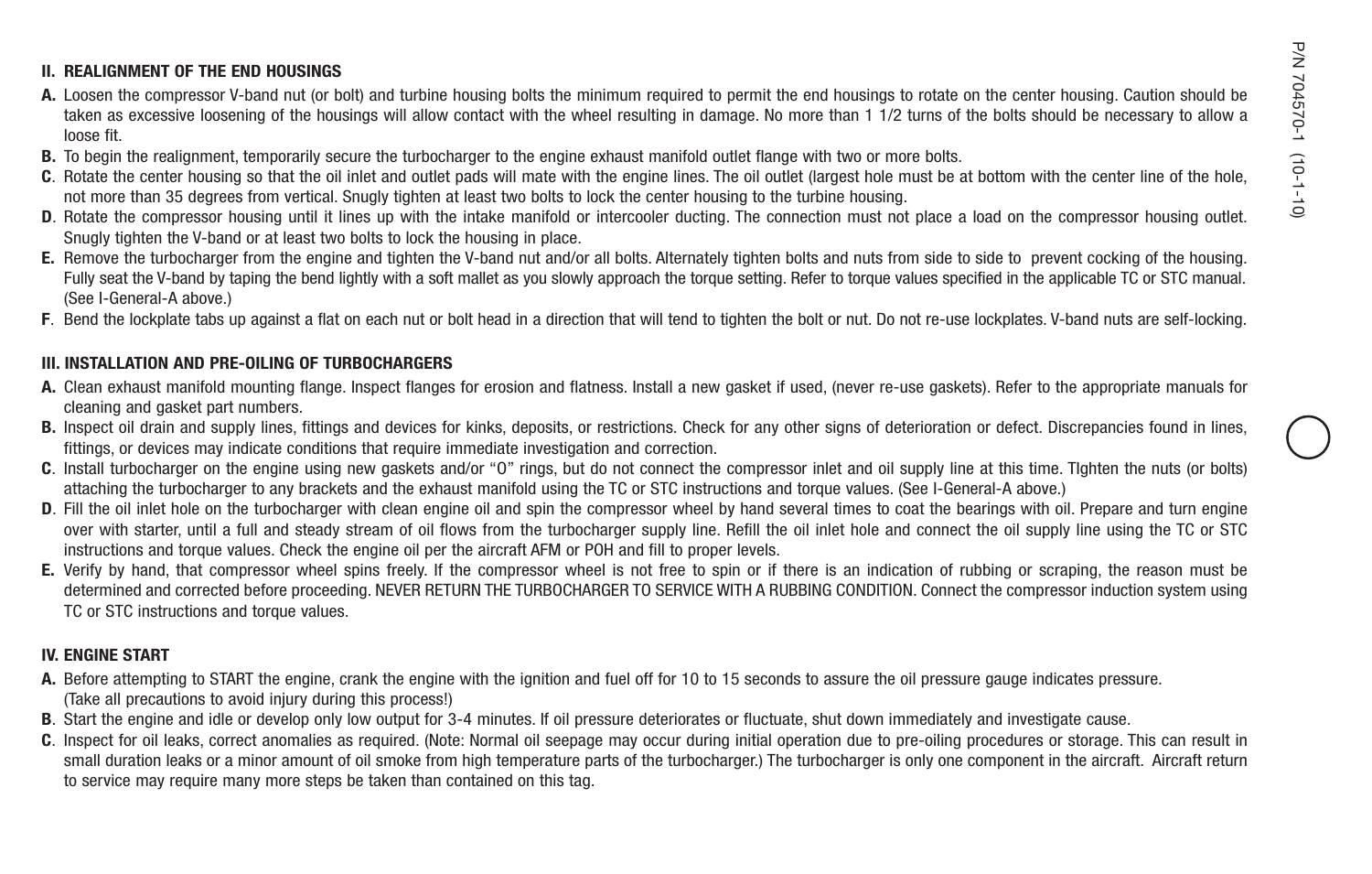## II. REALIGNMENT OF THE END HOUSINGS

**A.** Loosen the compressor V-band nut (or bolt) and turbine housing bolts the minimum required to permit the end housings to rotate on the center housing. Caution should be taken as excessive loosening of the housings will allow contact with the wheel resulting in damage. No more than 1 1/2 turns of the bolts should be necessary to allow a loose fit.

**B.** To begin the realignment, temporarily secure the turbocharger to the engine exhaust manifold outlet flange with two or more bolts.

**C**. Rotate the center housing so that the oil inlet and outlet pads will mate with the engine lines. The oil outlet (largest hole must be at bottom with the center line of the hole, not more than 35 degrees from vertical. Snugly tighten at least two bolts to lock the center housing to the turbine housing.

**D**. Rotate the compressor housing until it lines up with the intake manifold or intercooler ducting. The connection must not place a load on the compressor housing outlet. Snugly tighten the V-band or at least two bolts to lock the housing in place.

**E.** Remove the turbocharger from the engine and tighten the V-band nut and/or all bolts. Alternately tighten bolts and nuts from side to side to prevent cocking of the housing. Fully seat the V-band by taping the bend lightly with a soft mallet as you slowly approach the torque setting. Refer to torque values specified in the applicable TC or STC manual. (See I-General-A above.)

**F**. Bend the lockplate tabs up against a flat on each nut or bolt head in a direction that will tend to tighten the bolt or nut. Do not re-use lockplates. V-band nuts are self-locking.

## III. INSTALLATION AND PRE-OILING OF TURBOCHARGERS

**A.** Clean exhaust manifold mounting flange. Inspect flanges for erosion and flatness. Install a new gasket if used, (never re-use gaskets). Refer to the appropriate manuals for cleaning and gasket part numbers.

**B.** Inspect oil drain and supply lines, fittings and devices for kinks, deposits, or restrictions. Check for any other signs of deterioration or defect. Discrepancies found in lines, fittings, or devices may indicate conditions that require immediate investigation and correction.

**C**. Install turbocharger on the engine using new gaskets and/or "O" rings, but do not connect the compressor inlet and oil supply line at this time. TIghten the nuts (or bolts) attaching the turbocharger to any brackets and the exhaust manifold using the TC or STC instructions and torque values. (See I-General-A above.)

**D**. Fill the oil inlet hole on the turbocharger with clean engine oil and spin the compressor wheel by hand several times to coat the bearings with oil. Prepare and turn engine over with starter, until a full and steady stream of oil flows from the turbocharger supply line. Refill the oil inlet hole and connect the oil supply line using the TC or STC instructions and torque values. Check the engine oil per the aircraft AFM or POH and fill to proper levels.

**E.** Verify by hand, that compressor wheel spins freely. If the compressor wheel is not free to spin or if there is an indication of rubbing or scraping, the reason must be determined and corrected before proceeding. NEVER RETURN THE TURBOCHARGER TO SERVICE WITH A RUBBING CONDITION. Connect the compressor induction system using TC or STC instructions and torque values.

## IV. ENGINE START

**A.** Before attempting to START the engine, crank the engine with the ignition and fuel off for 10 to 15 seconds to assure the oil pressure gauge indicates pressure. (Take all precautions to avoid injury during this process!)

**B**. Start the engine and idle or develop only low output for 3-4 minutes. If oil pressure deteriorates or fluctuate, shut down immediately and investigate cause.

**C**. Inspect for oil leaks, correct anomalies as required. (Note: Normal oil seepage may occur during initial operation due to pre-oiling procedures or storage. This can result in small duration leaks or a minor amount of oil smoke from high temperature parts of the turbocharger.) The turbocharger is only one component in the aircraft. Aircraft return to service may require many more steps be taken than contained on this tag.

P/N 704570-1 (10-1-10)